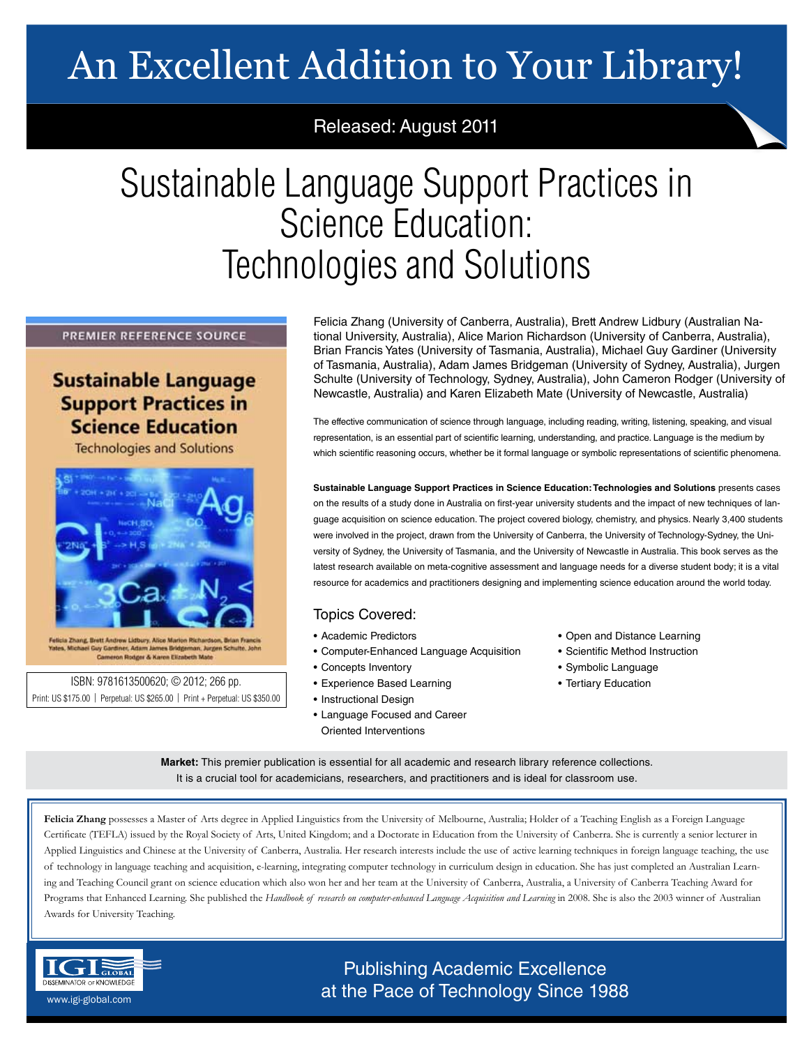# An Excellent Addition to Your Library!

Released: August 2011

# Sustainable Language Support Practices in Science Education: Technologies and Solutions

PREMIER REFERENCE SOURCE

**Sustainable Language Support Practices in Science Education**

Technologies and Solutions

Felicia Zhang, Brett Andrew Lidbury, Alice Marion Richardson, Brian Francis Yates, Michael Guy Gardiner, Adam James Bridgeman, Jurgen Schulte, John Cameron Rodger & Karen Elizabeth Mate

ISBN: 9781613500620; © 2012; 266 pp.

Print: US $175.00 | Perpetual: US $265.00 | Print + Perpetual: US $350.00

Felicia Zhang (University of Canberra, Australia), Brett Andrew Lidbury (Australian National University, Australia), Alice Marion Richardson (University of Canberra, Australia), Brian Francis Yates (University of Tasmania, Australia), Michael Guy Gardiner (University of Tasmania, Australia), Adam James Bridgeman (University of Sydney, Australia), Jurgen Schulte (University of Technology, Sydney, Australia), John Cameron Rodger (University of Newcastle, Australia) and Karen Elizabeth Mate (University of Newcastle, Australia)

The effective communication of science through language, including reading, writing, listening, speaking, and visual representation, is an essential part of scientific learning, understanding, and practice. Language is the medium by which scientific reasoning occurs, whether be it formal language or symbolic representations of scientific phenomena.

**Sustainable Language Support Practices in Science Education: Technologies and Solutions** presents cases on the results of a study done in Australia on first-year university students and the impact of new techniques of language acquisition on science education. The project covered biology, chemistry, and physics. Nearly 3,400 students were involved in the project, drawn from the University of Canberra, the University of Technology-Sydney, the University of Sydney, the University of Tasmania, and the University of Newcastle in Australia. This book serves as the latest research available on meta-cognitive assessment and language needs for a diverse student body; it is a vital resource for academics and practitioners designing and implementing science education around the world today.

## Topics Covered:

- Academic Predictors
- Computer-Enhanced Language Acquisition
- Concepts Inventory
- Experience Based Learning
- Instructional Design
- Language Focused and Career Oriented Interventions
- Open and Distance Learning
- Scientific Method Instruction
- Symbolic Language
- Tertiary Education

**Market:** This premier publication is essential for all academic and research library reference collections. It is a crucial tool for academicians, researchers, and practitioners and is ideal for classroom use.

**Felicia Zhang** possesses a Master of Arts degree in Applied Linguistics from the University of Melbourne, Australia; Holder of a Teaching English as a Foreign Language Certificate (TEFLA) issued by the Royal Society of Arts, United Kingdom; and a Doctorate in Education from the University of Canberra. She is currently a senior lecturer in Applied Linguistics and Chinese at the University of Canberra, Australia. Her research interests include the use of active learning techniques in foreign language teaching, the use of technology in language teaching and acquisition, e-learning, integrating computer technology in curriculum design in education. She has just completed an Australian Learning and Teaching Council grant on science education which also won her and her team at the University of Canberra, Australia, a University of Canberra Teaching Award for Programs that Enhanced Learning. She published the *Handbook of research on computer-enhanced Language Acquisition and Learning* in 2008. She is also the 2003 winner of Australian Awards for University Teaching.

IGI GLOBAL — DISSEMINATOR OF KNOWLEDGE

www.igi-global.com

Publishing Academic Excellence at the Pace of Technology Since 1988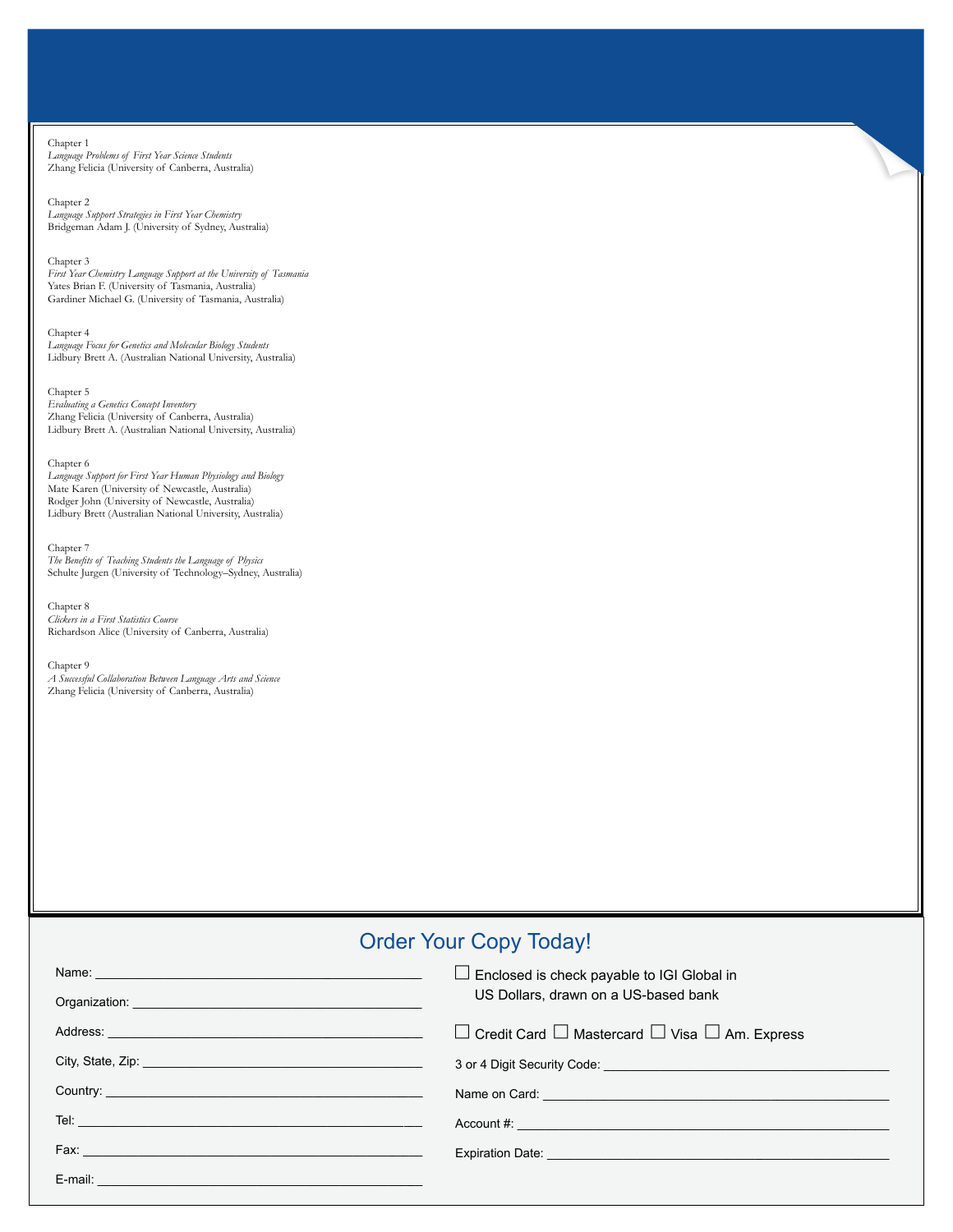Chapter 1
*Language Problems of First Year Science Students*
Zhang Felicia (University of Canberra, Australia)

Chapter 2
*Language Support Strategies in First Year Chemistry*
Bridgeman Adam J. (University of Sydney, Australia)

Chapter 3
*First Year Chemistry Language Support at the University of Tasmania*
Yates Brian F. (University of Tasmania, Australia)
Gardiner Michael G. (University of Tasmania, Australia)

Chapter 4
*Language Focus for Genetics and Molecular Biology Students*
Lidbury Brett A. (Australian National University, Australia)

Chapter 5
*Evaluating a Genetics Concept Inventory*
Zhang Felicia (University of Canberra, Australia)
Lidbury Brett A. (Australian National University, Australia)

Chapter 6
*Language Support for First Year Human Physiology and Biology*
Mate Karen (University of Newcastle, Australia)
Rodger John (University of Newcastle, Australia)
Lidbury Brett (Australian National University, Australia)

Chapter 7
*The Benefits of Teaching Students the Language of Physics*
Schulte Jurgen (University of Technology–Sydney, Australia)

Chapter 8
*Clickers in a First Statistics Course*
Richardson Alice (University of Canberra, Australia)

Chapter 9
*A Successful Collaboration Between Language Arts and Science*
Zhang Felicia (University of Canberra, Australia)

## Order Your Copy Today!

Name: ____________________

Organization: ____________________

Address: ____________________

City, State, Zip: ____________________

Country: ____________________

Tel: ____________________

Fax: ____________________

E-mail: ____________________

☐ Enclosed is check payable to IGI Global in US Dollars, drawn on a US-based bank

☐ Credit Card ☐ Mastercard ☐ Visa ☐ Am. Express

3 or 4 Digit Security Code: ____________________

Name on Card: ____________________

Account #: ____________________

Expiration Date: ____________________